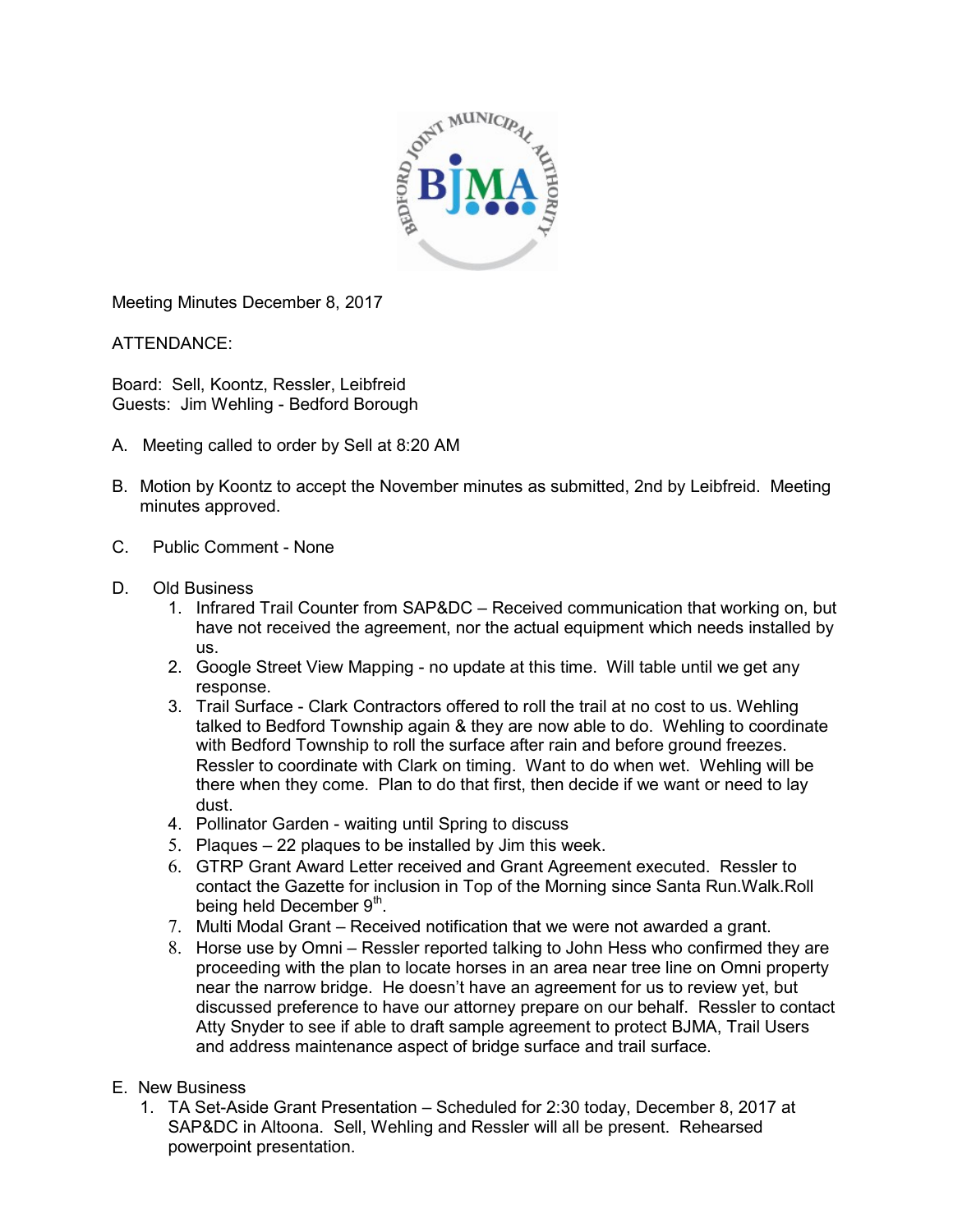Meeting Minutes December 8, 2017

ATTENDANCE:

Board: Sell, Koontz, Ressler, Leibfreid
Guests: Jim Wehling - Bedford Borough

A. Meeting called to order by Sell at 8:20 AM

B. Motion by Koontz to accept the November minutes as submitted, 2nd by Leibfreid. Meeting minutes approved.

C. Public Comment - None

D. Old Business
   1. Infrared Trail Counter from SAP&DC – Received communication that working on, but have not received the agreement, nor the actual equipment which needs installed by us.
   2. Google Street View Mapping - no update at this time. Will table until we get any response.
   3. Trail Surface - Clark Contractors offered to roll the trail at no cost to us. Wehling talked to Bedford Township again & they are now able to do. Wehling to coordinate with Bedford Township to roll the surface after rain and before ground freezes. Ressler to coordinate with Clark on timing. Want to do when wet. Wehling will be there when they come. Plan to do that first, then decide if we want or need to lay dust.
   4. Pollinator Garden - waiting until Spring to discuss
   5. Plaques – 22 plaques to be installed by Jim this week.
   6. GTRP Grant Award Letter received and Grant Agreement executed. Ressler to contact the Gazette for inclusion in Top of the Morning since Santa Run.Walk.Roll being held December 9th.
   7. Multi Modal Grant – Received notification that we were not awarded a grant.
   8. Horse use by Omni – Ressler reported talking to John Hess who confirmed they are proceeding with the plan to locate horses in an area near tree line on Omni property near the narrow bridge. He doesn't have an agreement for us to review yet, but discussed preference to have our attorney prepare on our behalf. Ressler to contact Atty Snyder to see if able to draft sample agreement to protect BJMA, Trail Users and address maintenance aspect of bridge surface and trail surface.

E. New Business
   1. TA Set-Aside Grant Presentation – Scheduled for 2:30 today, December 8, 2017 at SAP&DC in Altoona. Sell, Wehling and Ressler will all be present. Rehearsed powerpoint presentation.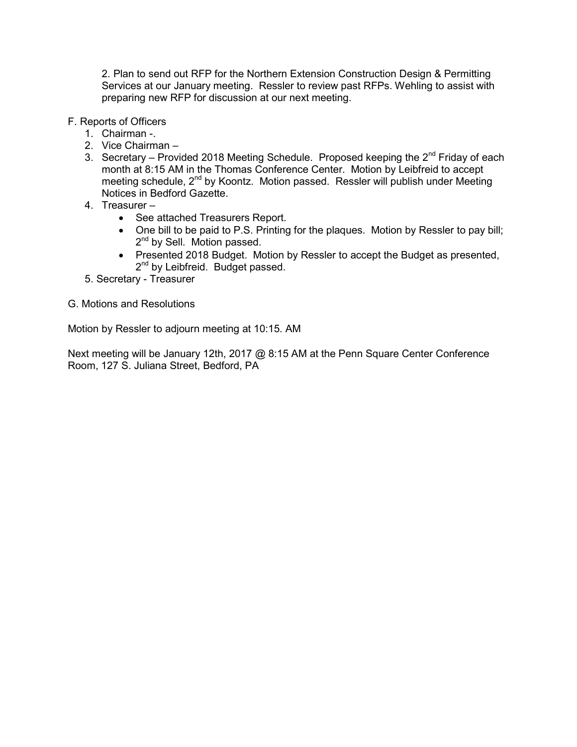2. Plan to send out RFP for the Northern Extension Construction Design & Permitting Services at our January meeting. Ressler to review past RFPs. Wehling to assist with preparing new RFP for discussion at our next meeting.

F. Reports of Officers

1. Chairman -.
2. Vice Chairman –
3. Secretary – Provided 2018 Meeting Schedule. Proposed keeping the 2nd Friday of each month at 8:15 AM in the Thomas Conference Center. Motion by Leibfreid to accept meeting schedule, 2nd by Koontz. Motion passed. Ressler will publish under Meeting Notices in Bedford Gazette.
4. Treasurer –
   - See attached Treasurers Report.
   - One bill to be paid to P.S. Printing for the plaques. Motion by Ressler to pay bill; 2nd by Sell. Motion passed.
   - Presented 2018 Budget. Motion by Ressler to accept the Budget as presented, 2nd by Leibfreid. Budget passed.
5. Secretary - Treasurer

G. Motions and Resolutions

Motion by Ressler to adjourn meeting at 10:15. AM

Next meeting will be January 12th, 2017 @ 8:15 AM at the Penn Square Center Conference Room, 127 S. Juliana Street, Bedford, PA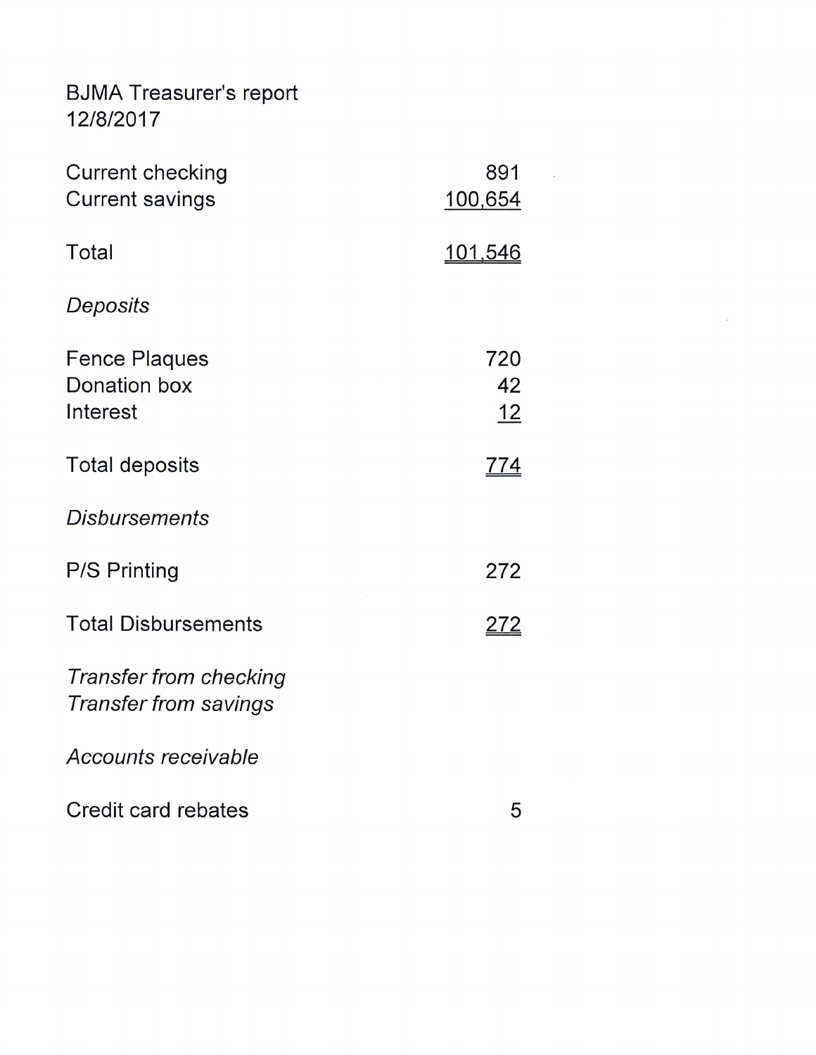BJMA Treasurer's report
12/8/2017

| | |
|---|---:|
| Current checking | 891 |
| Current savings | 100,654 |
| | |
| Total | 101,546 |
| | |
| *Deposits* | |
| | |
| Fence Plaques | 720 |
| Donation box | 42 |
| Interest | 12 |
| | |
| Total deposits | 774 |
| | |
| *Disbursements* | |
| | |
| P/S Printing | 272 |
| | |
| Total Disbursements | 272 |
| | |
| *Transfer from checking* | |
| *Transfer from savings* | |
| | |
| *Accounts receivable* | |
| | |
| Credit card rebates | 5 |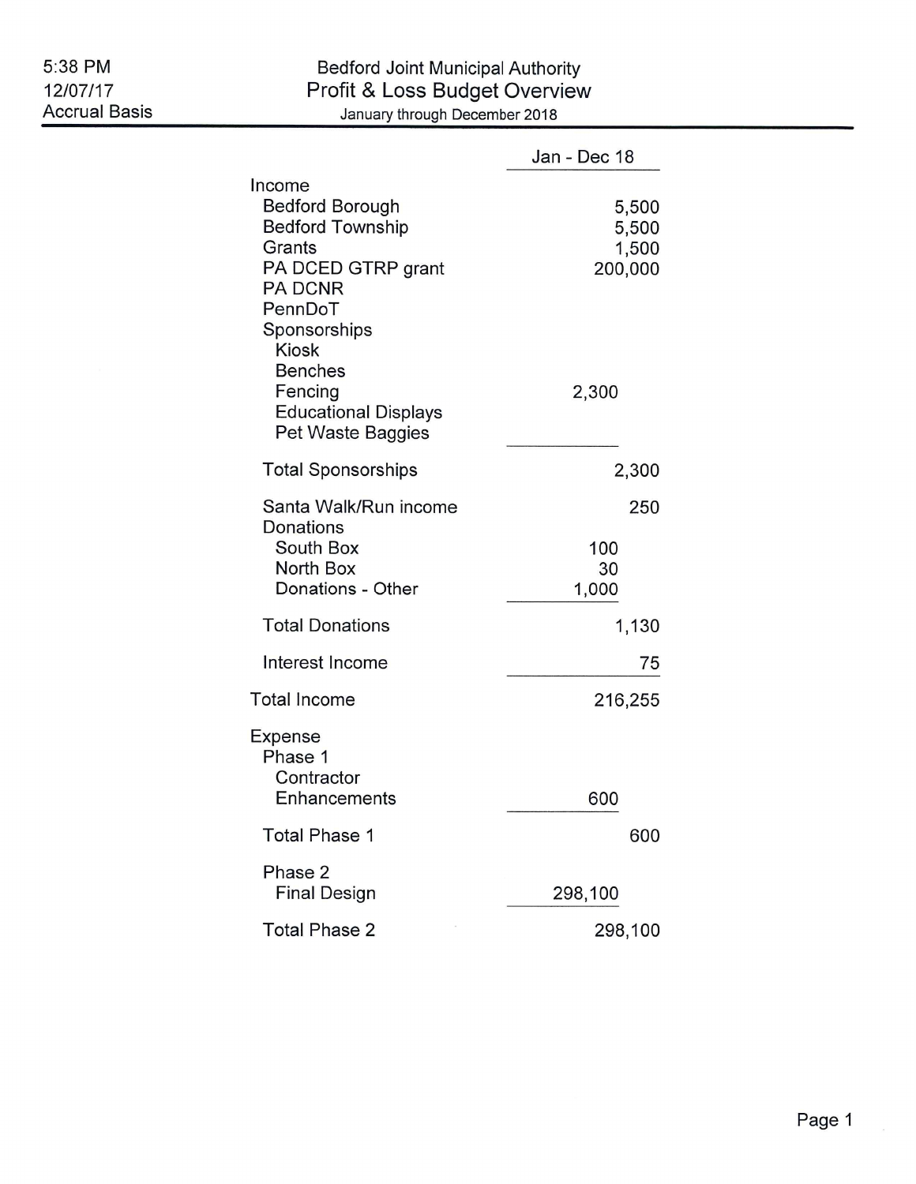5:38 PM
12/07/17
Accrual Basis

# Bedford Joint Municipal Authority
## Profit & Loss Budget Overview
January through December 2018

| | | Jan - Dec 18 |
|---|---|---|
| **Income** | | |
| Bedford Borough | | 5,500 |
| Bedford Township | | 5,500 |
| Grants | | 1,500 |
| PA DCED GTRP grant | | 200,000 |
| PA DCNR | | |
| PennDoT | | |
| Sponsorships | | |
| Kiosk | | |
| Benches | | |
| Fencing | 2,300 | |
| Educational Displays | | |
| Pet Waste Baggies | | |
| Total Sponsorships | | 2,300 |
| Santa Walk/Run income | | 250 |
| Donations | | |
| South Box | 100 | |
| North Box | 30 | |
| Donations - Other | 1,000 | |
| Total Donations | | 1,130 |
| Interest Income | | 75 |
| **Total Income** | | 216,255 |
| **Expense** | | |
| Phase 1 | | |
| Contractor | | |
| Enhancements | 600 | |
| Total Phase 1 | | 600 |
| Phase 2 | | |
| Final Design | 298,100 | |
| Total Phase 2 | | 298,100 |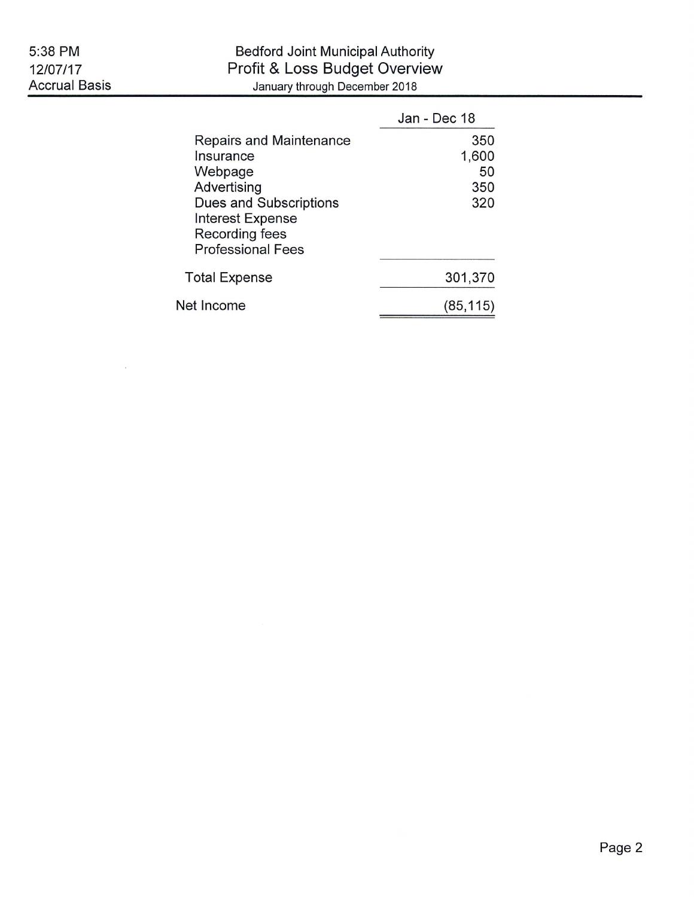# Bedford Joint Municipal Authority

## Profit & Loss Budget Overview

January through December 2018

5:38 PM
12/07/17
Accrual Basis

| | Jan - Dec 18 |
|---|---|
| Repairs and Maintenance | 350 |
| Insurance | 1,600 |
| Webpage | 50 |
| Advertising | 350 |
| Dues and Subscriptions | 320 |
| Interest Expense | |
| Recording fees | |
| Professional Fees | |
| Total Expense | 301,370 |
| Net Income | (85,115) |